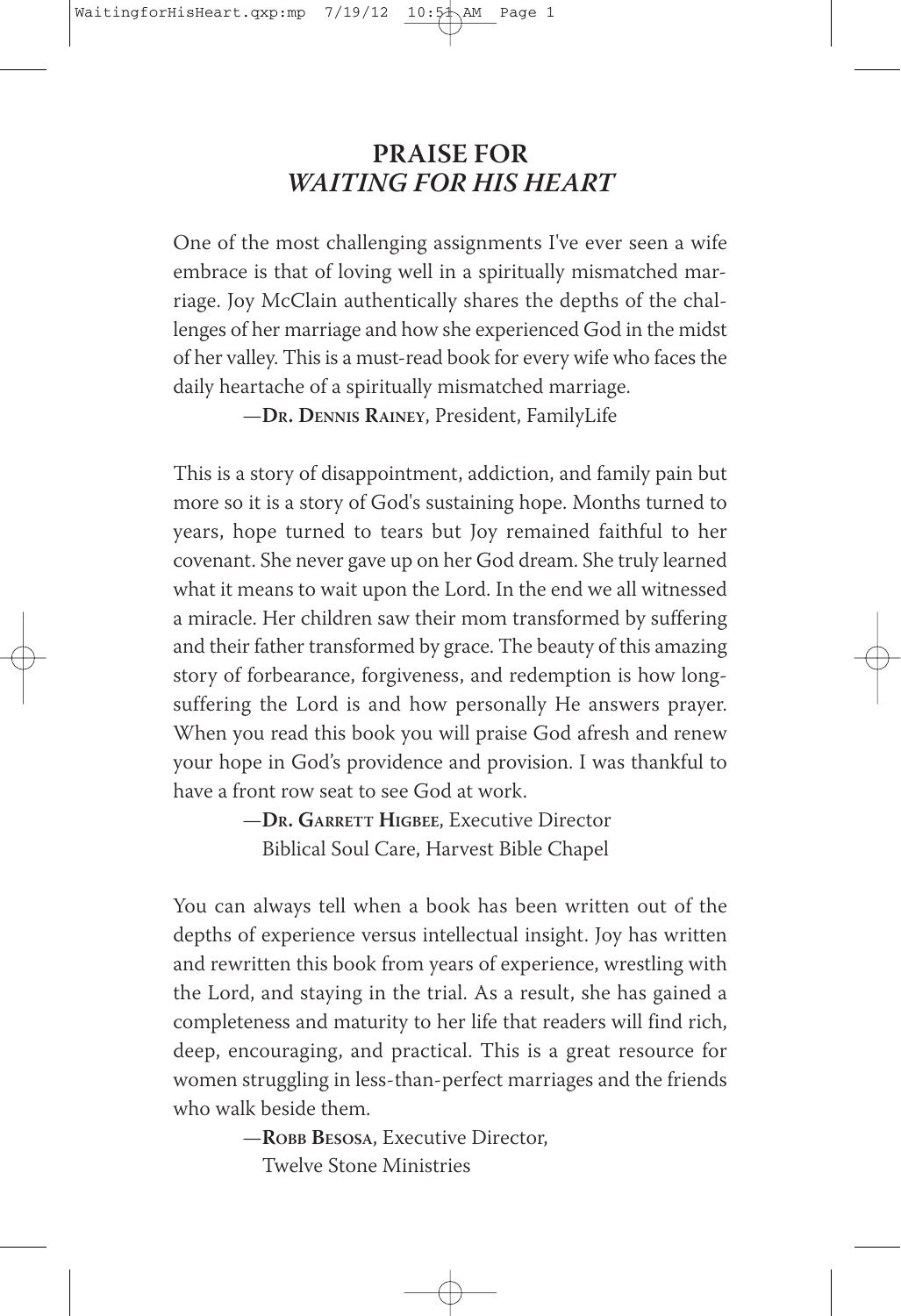# PRAISE FOR *WAITING FOR HIS HEART*

One of the most challenging assignments I've ever seen a wife embrace is that of loving well in a spiritually mismatched marriage. Joy McClain authentically shares the depths of the challenges of her marriage and how she experienced God in the midst of her valley. This is a must-read book for every wife who faces the daily heartache of a spiritually mismatched marriage.

—**Dr. Dennis Rainey**, President, FamilyLife

This is a story of disappointment, addiction, and family pain but more so it is a story of God's sustaining hope. Months turned to years, hope turned to tears but Joy remained faithful to her covenant. She never gave up on her God dream. She truly learned what it means to wait upon the Lord. In the end we all witnessed a miracle. Her children saw their mom transformed by suffering and their father transformed by grace. The beauty of this amazing story of forbearance, forgiveness, and redemption is how long-suffering the Lord is and how personally He answers prayer. When you read this book you will praise God afresh and renew your hope in God's providence and provision. I was thankful to have a front row seat to see God at work.

—**Dr. Garrett Higbee**, Executive Director
Biblical Soul Care, Harvest Bible Chapel

You can always tell when a book has been written out of the depths of experience versus intellectual insight. Joy has written and rewritten this book from years of experience, wrestling with the Lord, and staying in the trial. As a result, she has gained a completeness and maturity to her life that readers will find rich, deep, encouraging, and practical. This is a great resource for women struggling in less-than-perfect marriages and the friends who walk beside them.

—**Robb Besosa**, Executive Director,
Twelve Stone Ministries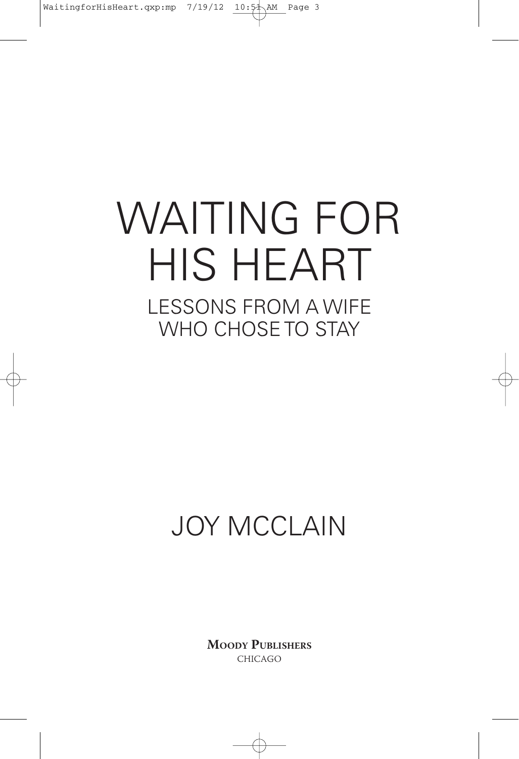# WAITING FOR HIS HEART

## LESSONS FROM A WIFE WHO CHOSE TO STAY

JOY MCCLAIN

**MOODY PUBLISHERS**
CHICAGO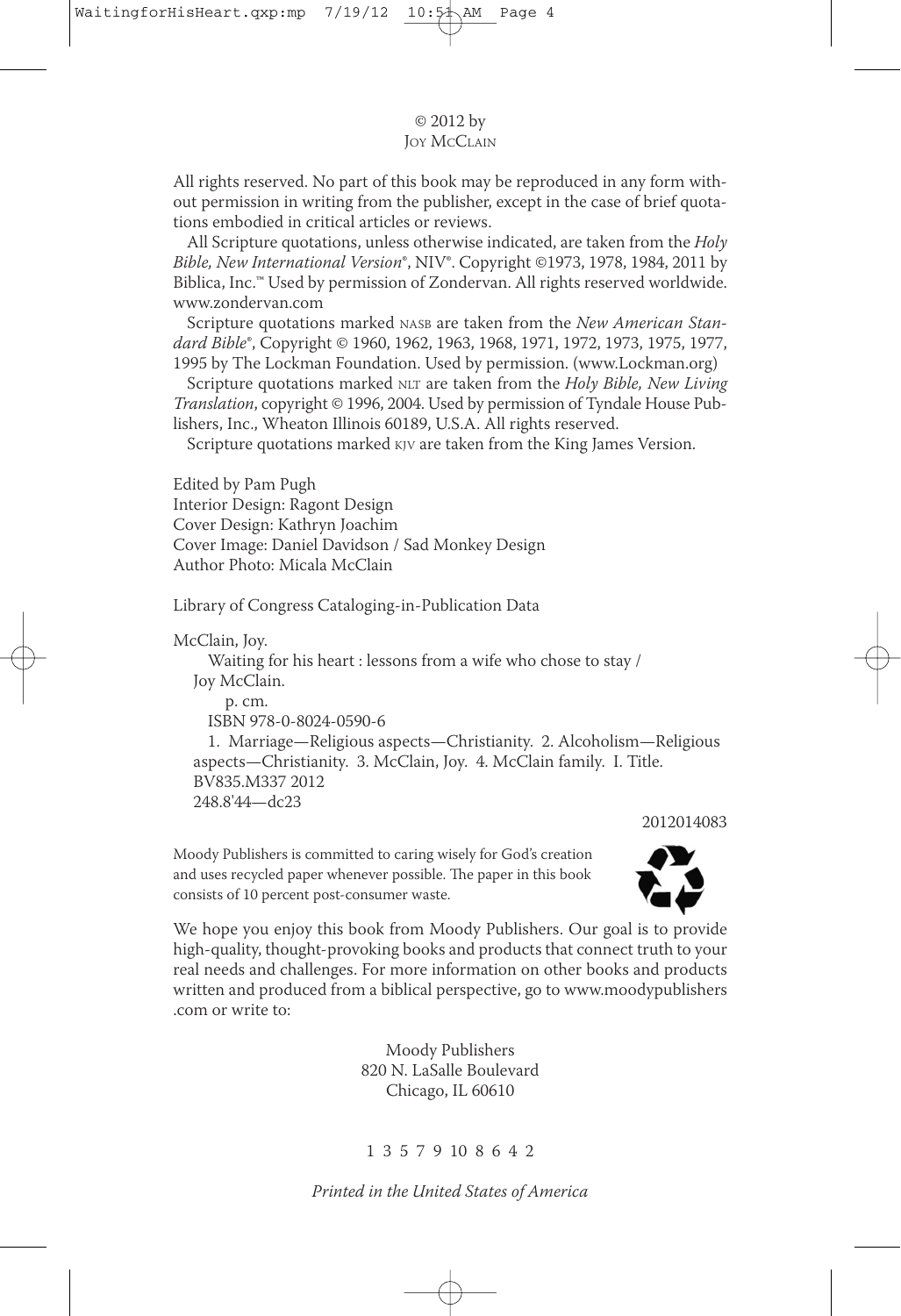© 2012 by
Joy McClain

All rights reserved. No part of this book may be reproduced in any form without permission in writing from the publisher, except in the case of brief quotations embodied in critical articles or reviews.

All Scripture quotations, unless otherwise indicated, are taken from the *Holy Bible, New International Version*®, NIV®. Copyright ©1973, 1978, 1984, 2011 by Biblica, Inc.™ Used by permission of Zondervan. All rights reserved worldwide. www.zondervan.com

Scripture quotations marked NASB are taken from the *New American Standard Bible*®, Copyright © 1960, 1962, 1963, 1968, 1971, 1972, 1973, 1975, 1977, 1995 by The Lockman Foundation. Used by permission. (www.Lockman.org)

Scripture quotations marked NLT are taken from the *Holy Bible, New Living Translation*, copyright © 1996, 2004. Used by permission of Tyndale House Publishers, Inc., Wheaton Illinois 60189, U.S.A. All rights reserved.

Scripture quotations marked KJV are taken from the King James Version.

Edited by Pam Pugh
Interior Design: Ragont Design
Cover Design: Kathryn Joachim
Cover Image: Daniel Davidson / Sad Monkey Design
Author Photo: Micala McClain

Library of Congress Cataloging-in-Publication Data

McClain, Joy.
Waiting for his heart : lessons from a wife who chose to stay / Joy McClain.
p. cm.
ISBN 978-0-8024-0590-6
1. Marriage—Religious aspects—Christianity. 2. Alcoholism—Religious aspects—Christianity. 3. McClain, Joy. 4. McClain family. I. Title.
BV835.M337 2012
248.8'44—dc23

2012014083

Moody Publishers is committed to caring wisely for God's creation and uses recycled paper whenever possible. The paper in this book consists of 10 percent post-consumer waste.

We hope you enjoy this book from Moody Publishers. Our goal is to provide high-quality, thought-provoking books and products that connect truth to your real needs and challenges. For more information on other books and products written and produced from a biblical perspective, go to www.moodypublishers.com or write to:

Moody Publishers
820 N. LaSalle Boulevard
Chicago, IL 60610

1 3 5 7 9 10 8 6 4 2

*Printed in the United States of America*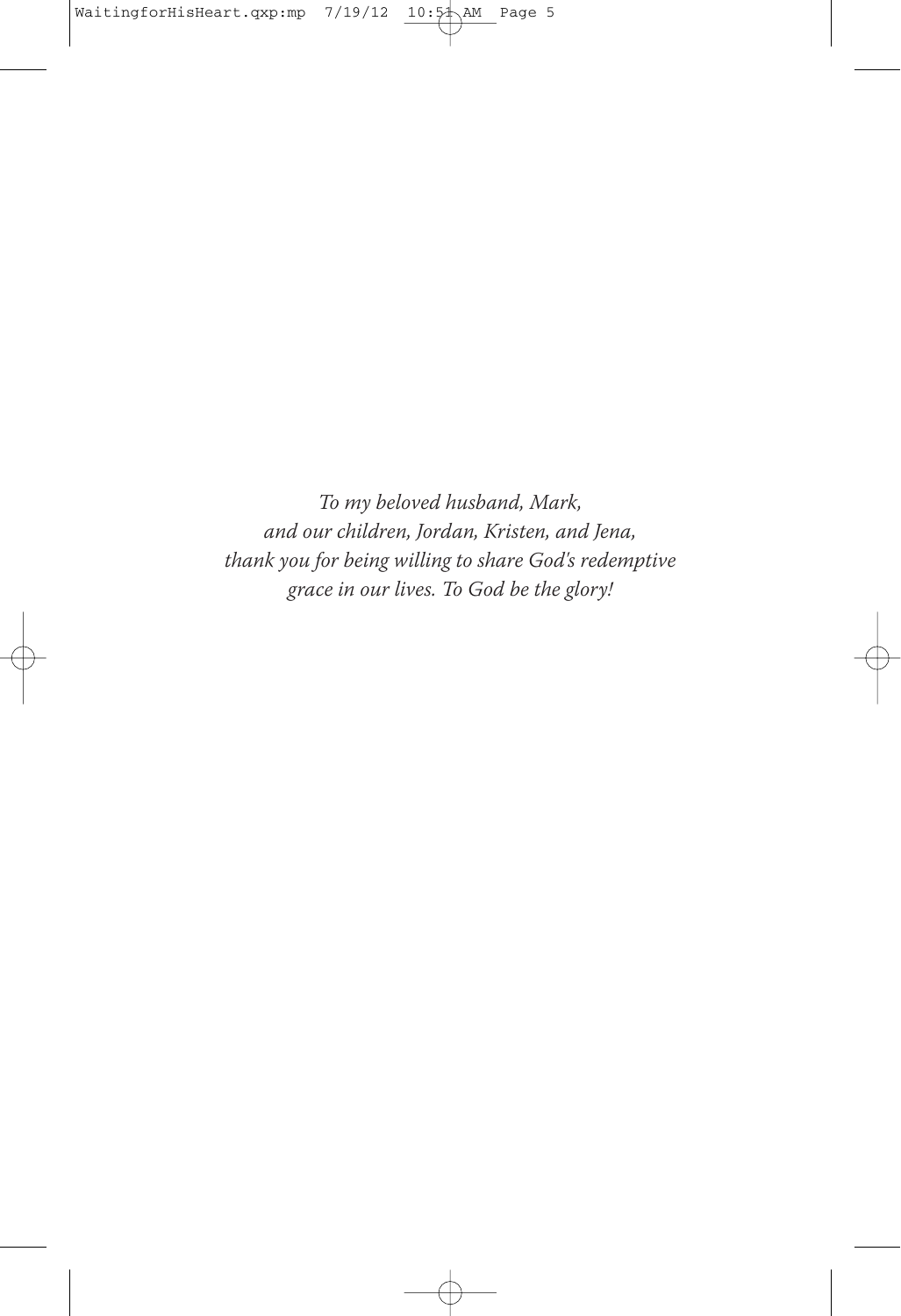*To my beloved husband, Mark,*
*and our children, Jordan, Kristen, and Jena,*
*thank you for being willing to share God's redemptive*
*grace in our lives. To God be the glory!*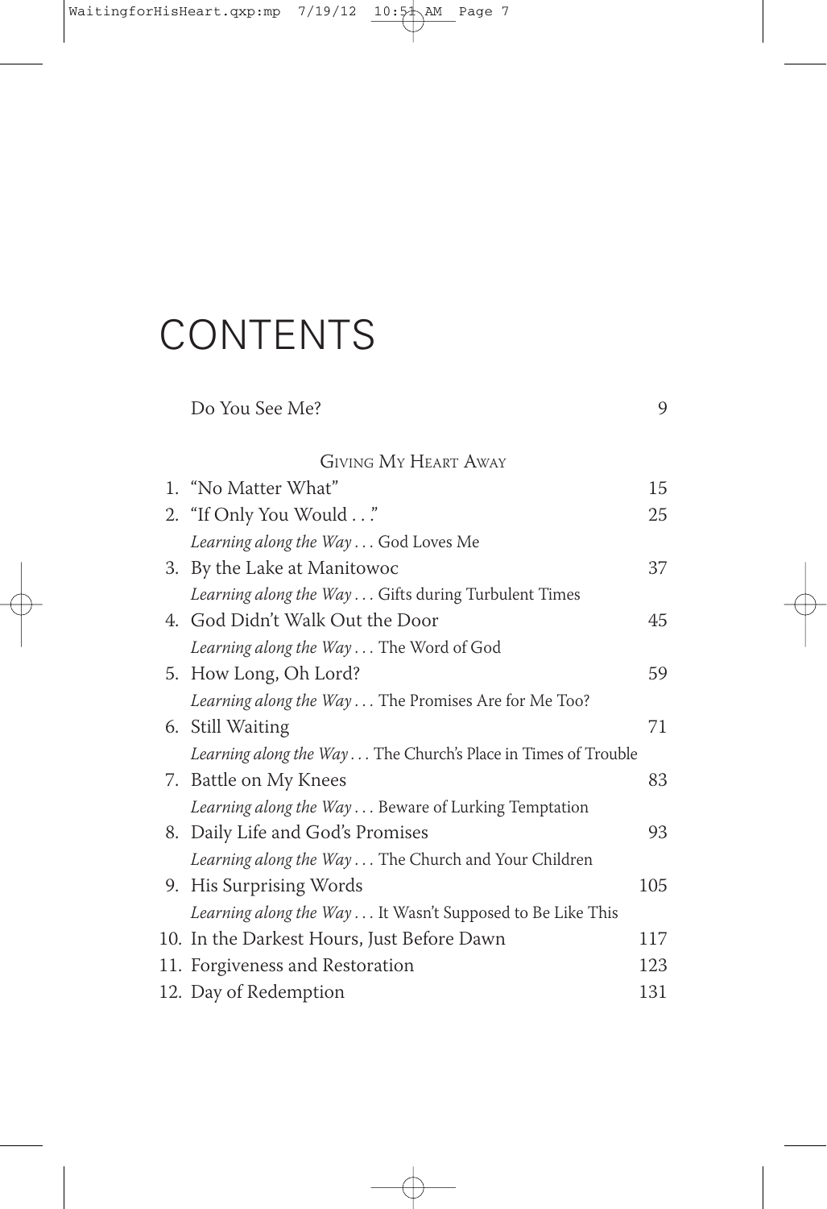# CONTENTS

Do You See Me? 9

## Giving My Heart Away

1. "No Matter What" 15
2. "If Only You Would . . ." 25

   *Learning along the Way . . .* God Loves Me

3. By the Lake at Manitowoc 37

   *Learning along the Way . . .* Gifts during Turbulent Times

4. God Didn't Walk Out the Door 45

   *Learning along the Way . . .* The Word of God

5. How Long, Oh Lord? 59

   *Learning along the Way . . .* The Promises Are for Me Too?

6. Still Waiting 71

   *Learning along the Way . . .* The Church's Place in Times of Trouble

7. Battle on My Knees 83

   *Learning along the Way . . .* Beware of Lurking Temptation

8. Daily Life and God's Promises 93

   *Learning along the Way . . .* The Church and Your Children

9. His Surprising Words 105

   *Learning along the Way . . .* It Wasn't Supposed to Be Like This

10. In the Darkest Hours, Just Before Dawn 117
11. Forgiveness and Restoration 123
12. Day of Redemption 131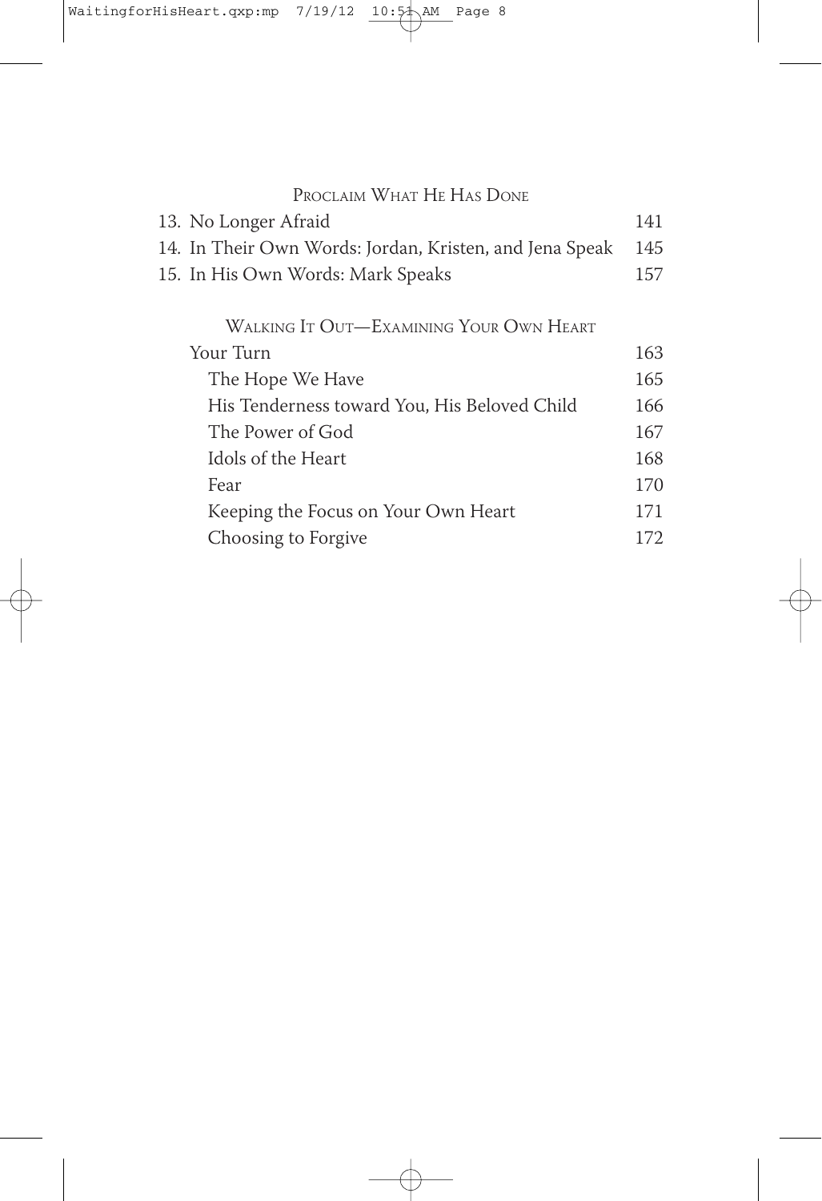## Proclaim What He Has Done

| | |
|---|---|
| 13. No Longer Afraid | 141 |
| 14. In Their Own Words: Jordan, Kristen, and Jena Speak | 145 |
| 15. In His Own Words: Mark Speaks | 157 |

## Walking It Out—Examining Your Own Heart

| | |
|---|---|
| Your Turn | 163 |
| The Hope We Have | 165 |
| His Tenderness toward You, His Beloved Child | 166 |
| The Power of God | 167 |
| Idols of the Heart | 168 |
| Fear | 170 |
| Keeping the Focus on Your Own Heart | 171 |
| Choosing to Forgive | 172 |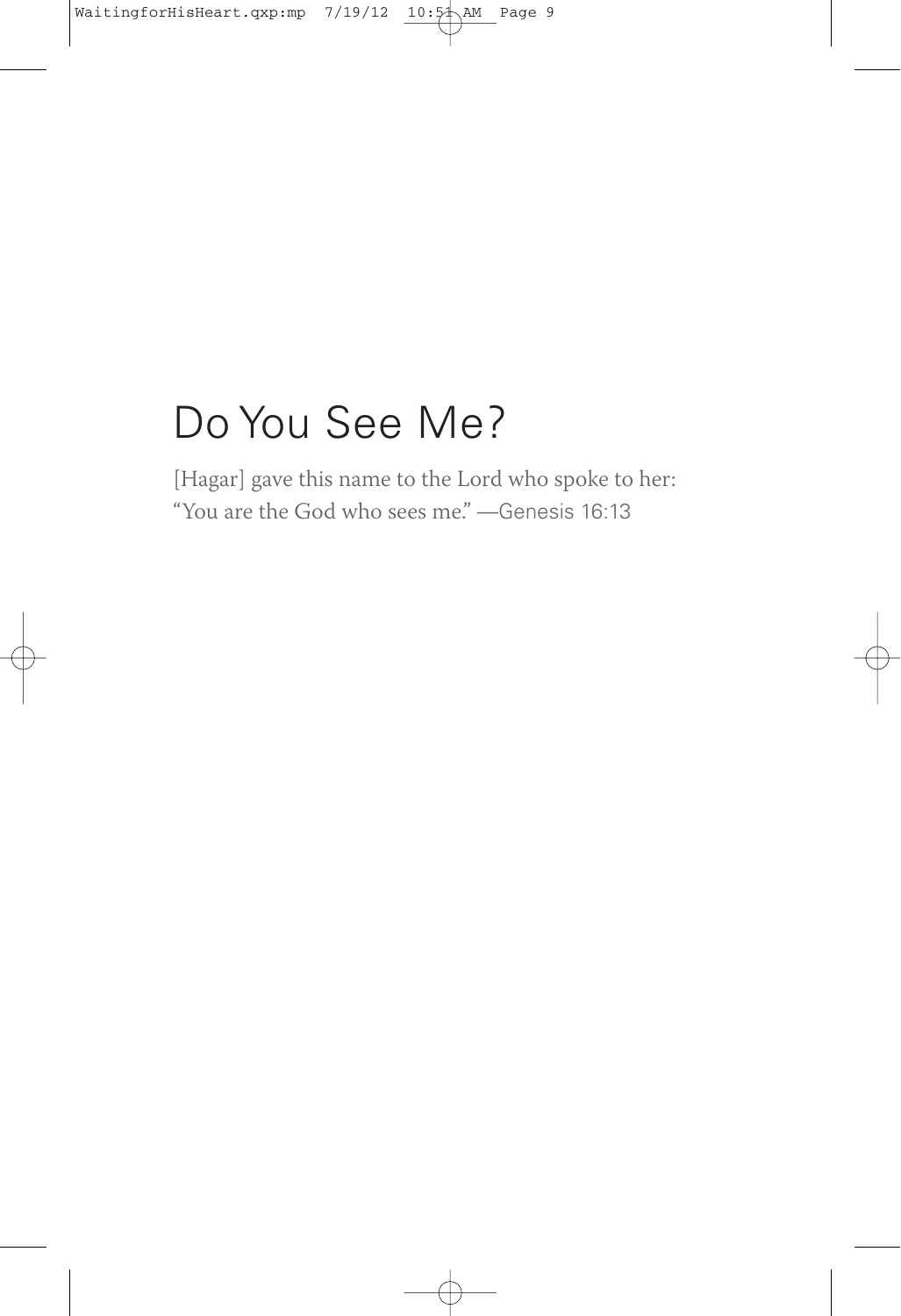# Do You See Me?

[Hagar] gave this name to the Lord who spoke to her: "You are the God who sees me." —Genesis 16:13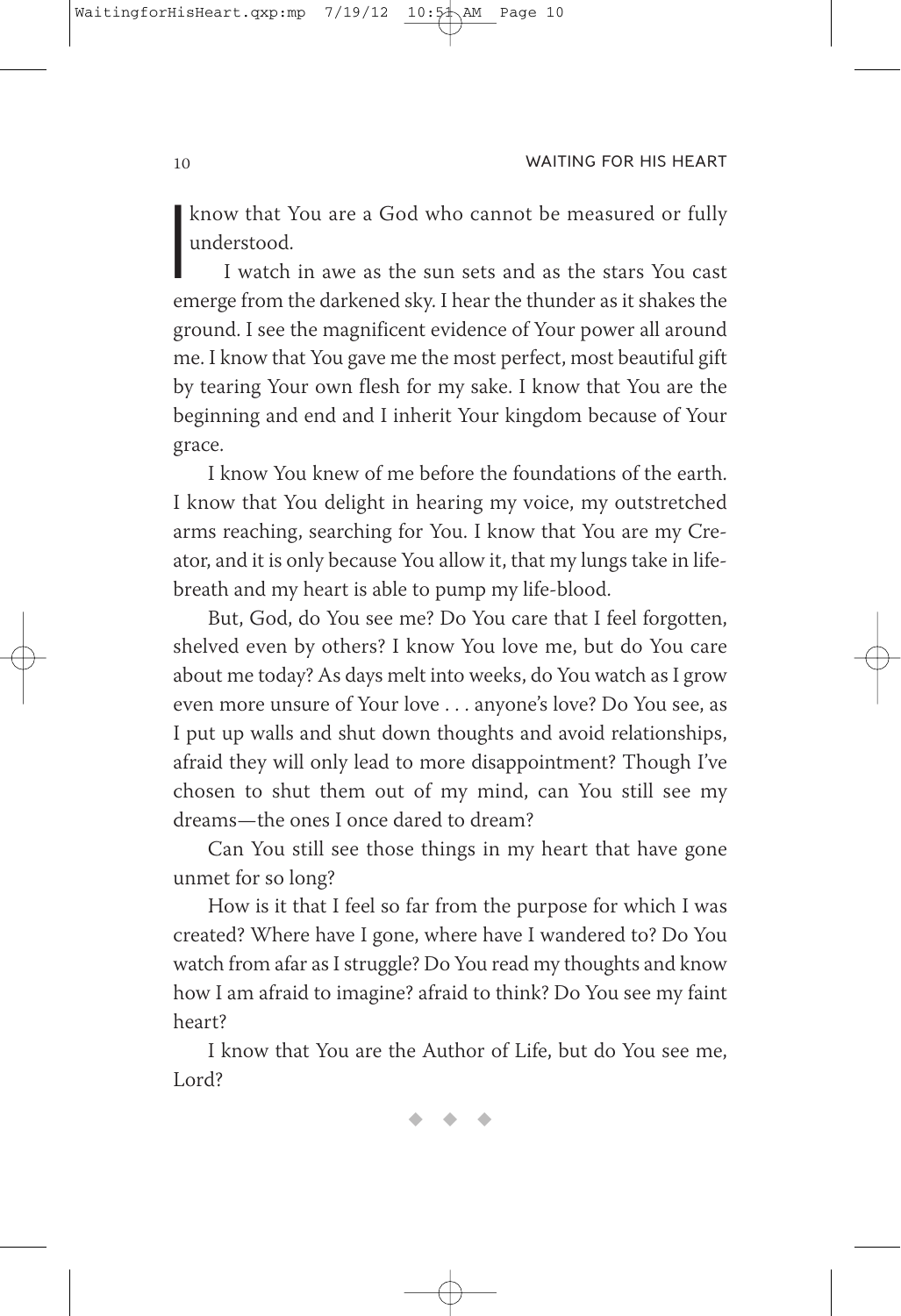I know that You are a God who cannot be measured or fully understood.

I watch in awe as the sun sets and as the stars You cast emerge from the darkened sky. I hear the thunder as it shakes the ground. I see the magnificent evidence of Your power all around me. I know that You gave me the most perfect, most beautiful gift by tearing Your own flesh for my sake. I know that You are the beginning and end and I inherit Your kingdom because of Your grace.

I know You knew of me before the foundations of the earth. I know that You delight in hearing my voice, my outstretched arms reaching, searching for You. I know that You are my Creator, and it is only because You allow it, that my lungs take in life-breath and my heart is able to pump my life-blood.

But, God, do You see me? Do You care that I feel forgotten, shelved even by others? I know You love me, but do You care about me today? As days melt into weeks, do You watch as I grow even more unsure of Your love . . . anyone's love? Do You see, as I put up walls and shut down thoughts and avoid relationships, afraid they will only lead to more disappointment? Though I've chosen to shut them out of my mind, can You still see my dreams—the ones I once dared to dream?

Can You still see those things in my heart that have gone unmet for so long?

How is it that I feel so far from the purpose for which I was created? Where have I gone, where have I wandered to? Do You watch from afar as I struggle? Do You read my thoughts and know how I am afraid to imagine? afraid to think? Do You see my faint heart?

I know that You are the Author of Life, but do You see me, Lord?

◆ ◆ ◆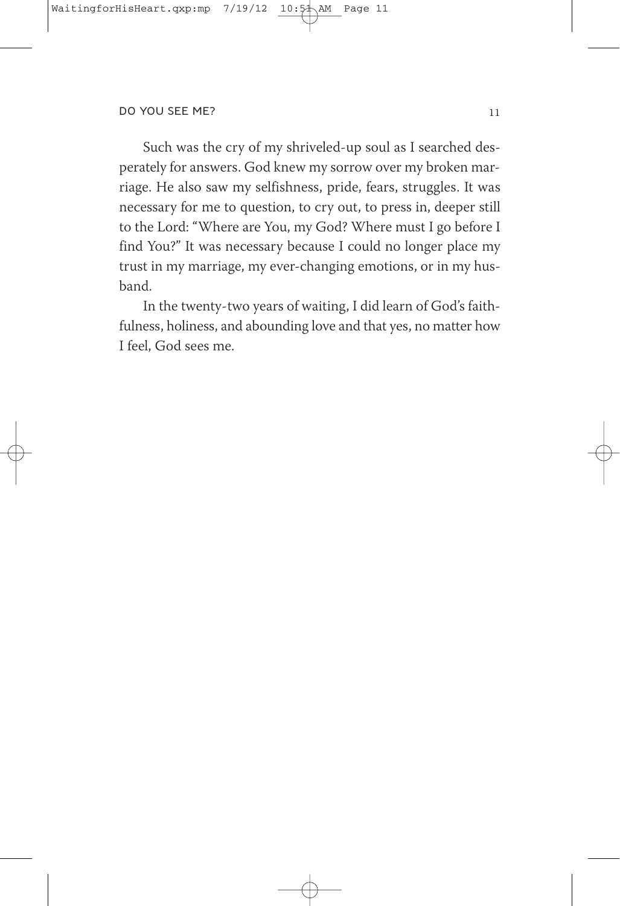Such was the cry of my shriveled-up soul as I searched desperately for answers. God knew my sorrow over my broken marriage. He also saw my selfishness, pride, fears, struggles. It was necessary for me to question, to cry out, to press in, deeper still to the Lord: "Where are You, my God? Where must I go before I find You?" It was necessary because I could no longer place my trust in my marriage, my ever-changing emotions, or in my husband.

In the twenty-two years of waiting, I did learn of God's faithfulness, holiness, and abounding love and that yes, no matter how I feel, God sees me.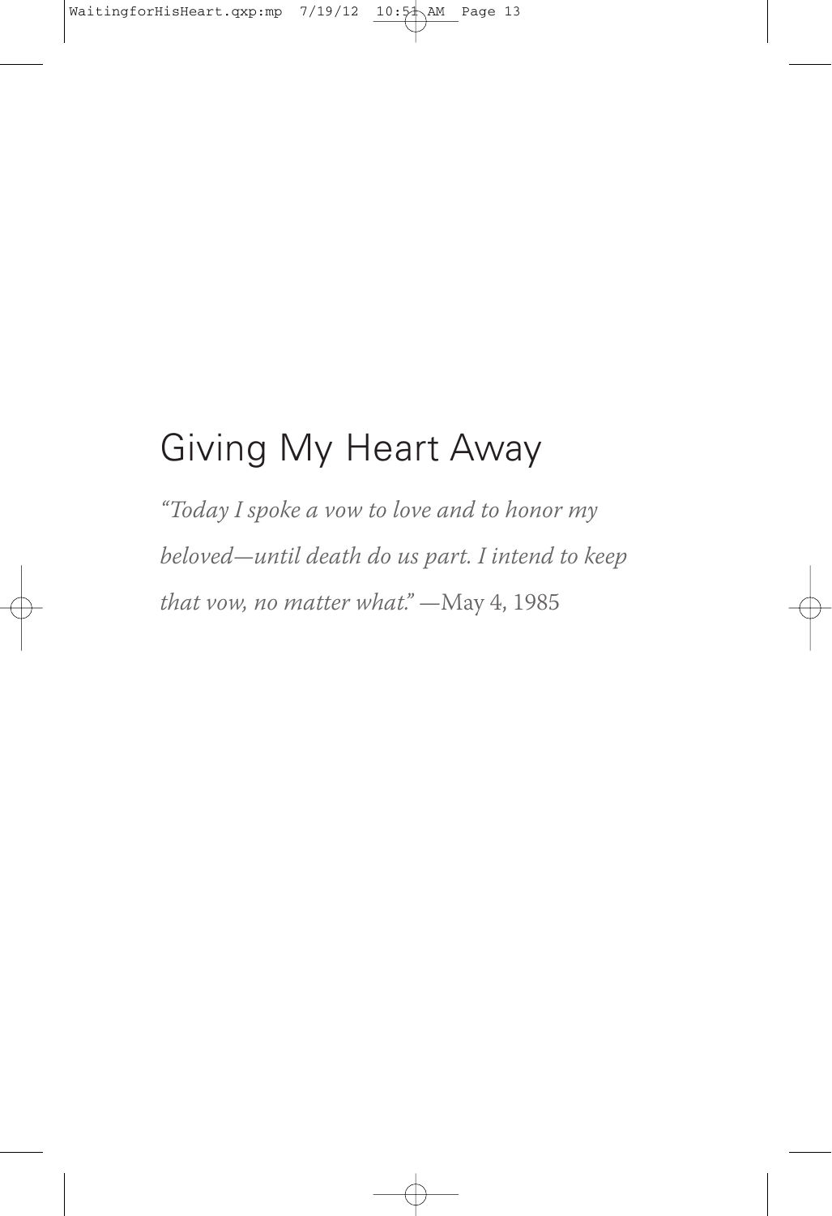# Giving My Heart Away

*"Today I spoke a vow to love and to honor my beloved—until death do us part. I intend to keep that vow, no matter what."* —May 4, 1985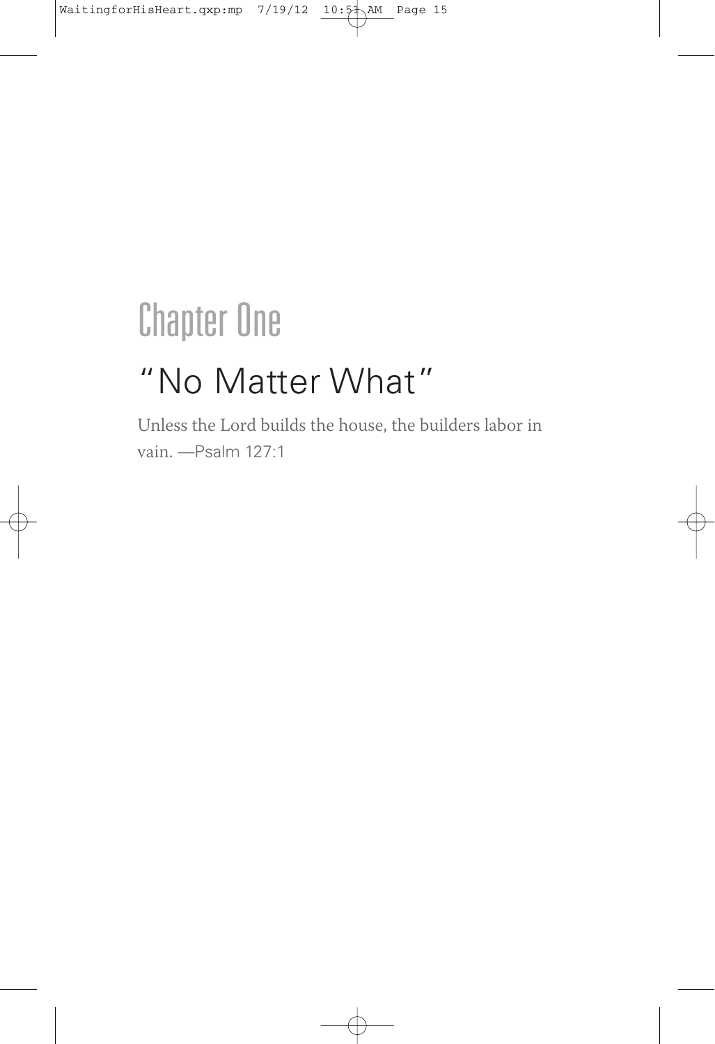# Chapter One

## "No Matter What"

Unless the Lord builds the house, the builders labor in vain. —Psalm 127:1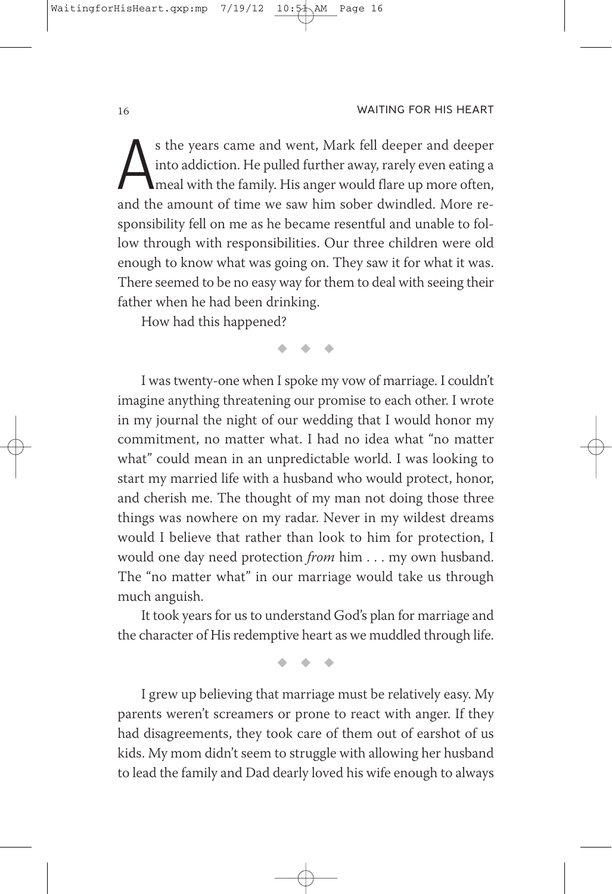As the years came and went, Mark fell deeper and deeper into addiction. He pulled further away, rarely even eating a meal with the family. His anger would flare up more often, and the amount of time we saw him sober dwindled. More responsibility fell on me as he became resentful and unable to follow through with responsibilities. Our three children were old enough to know what was going on. They saw it for what it was. There seemed to be no easy way for them to deal with seeing their father when he had been drinking.

How had this happened?

◆ ◆ ◆

I was twenty-one when I spoke my vow of marriage. I couldn't imagine anything threatening our promise to each other. I wrote in my journal the night of our wedding that I would honor my commitment, no matter what. I had no idea what "no matter what" could mean in an unpredictable world. I was looking to start my married life with a husband who would protect, honor, and cherish me. The thought of my man not doing those three things was nowhere on my radar. Never in my wildest dreams would I believe that rather than look to him for protection, I would one day need protection *from* him . . . my own husband. The "no matter what" in our marriage would take us through much anguish.

It took years for us to understand God's plan for marriage and the character of His redemptive heart as we muddled through life.

◆ ◆ ◆

I grew up believing that marriage must be relatively easy. My parents weren't screamers or prone to react with anger. If they had disagreements, they took care of them out of earshot of us kids. My mom didn't seem to struggle with allowing her husband to lead the family and Dad dearly loved his wife enough to always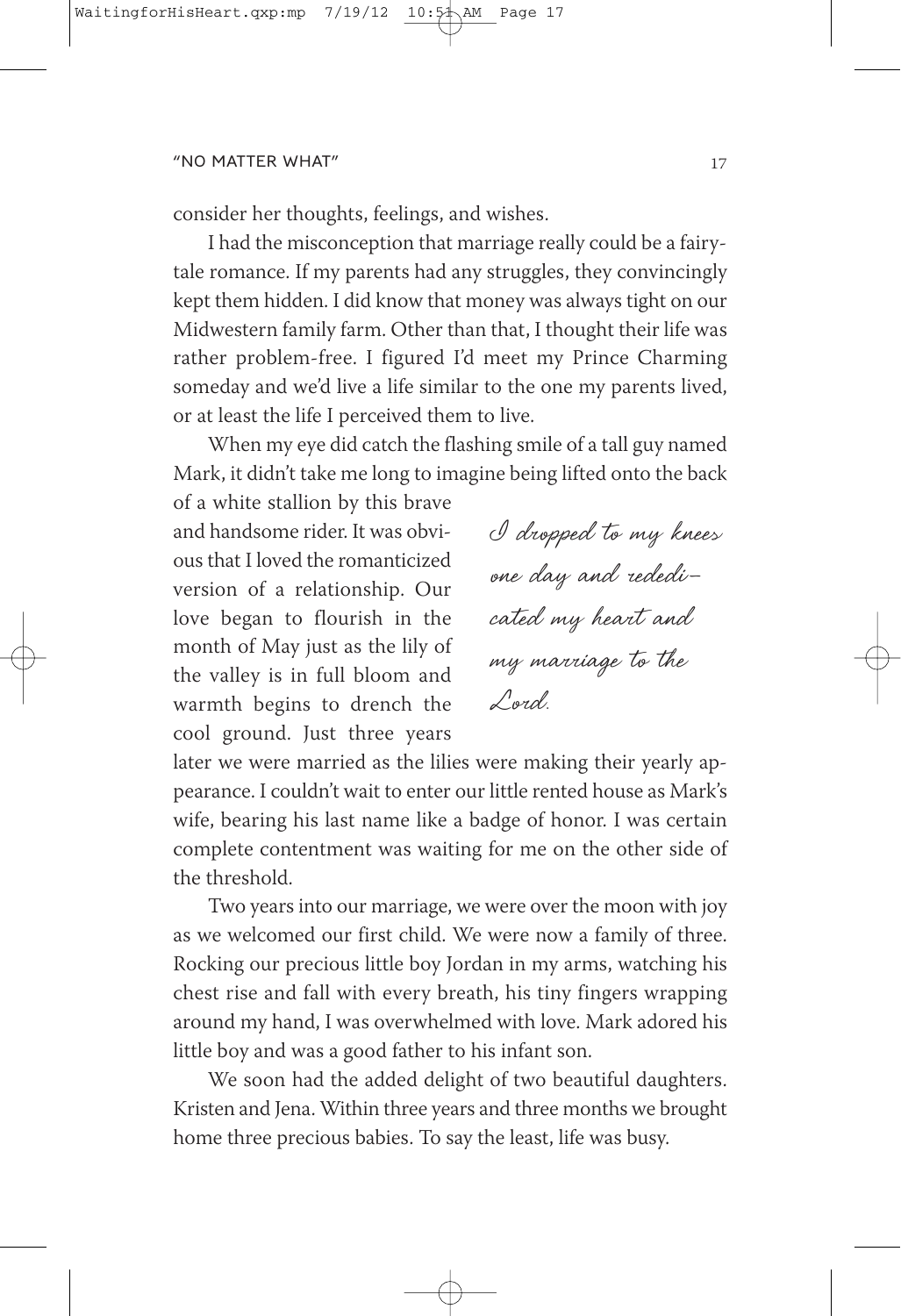consider her thoughts, feelings, and wishes.

I had the misconception that marriage really could be a fairy-tale romance. If my parents had any struggles, they convincingly kept them hidden. I did know that money was always tight on our Midwestern family farm. Other than that, I thought their life was rather problem-free. I figured I'd meet my Prince Charming someday and we'd live a life similar to the one my parents lived, or at least the life I perceived them to live.

When my eye did catch the flashing smile of a tall guy named Mark, it didn't take me long to imagine being lifted onto the back of a white stallion by this brave and handsome rider. It was obvious that I loved the romanticized version of a relationship. Our love began to flourish in the month of May just as the lily of the valley is in full bloom and warmth begins to drench the cool ground. Just three years later we were married as the lilies were making their yearly appearance. I couldn't wait to enter our little rented house as Mark's wife, bearing his last name like a badge of honor. I was certain complete contentment was waiting for me on the other side of the threshold.

*I dropped to my knees one day and rededicated my heart and my marriage to the Lord.*

Two years into our marriage, we were over the moon with joy as we welcomed our first child. We were now a family of three. Rocking our precious little boy Jordan in my arms, watching his chest rise and fall with every breath, his tiny fingers wrapping around my hand, I was overwhelmed with love. Mark adored his little boy and was a good father to his infant son.

We soon had the added delight of two beautiful daughters. Kristen and Jena. Within three years and three months we brought home three precious babies. To say the least, life was busy.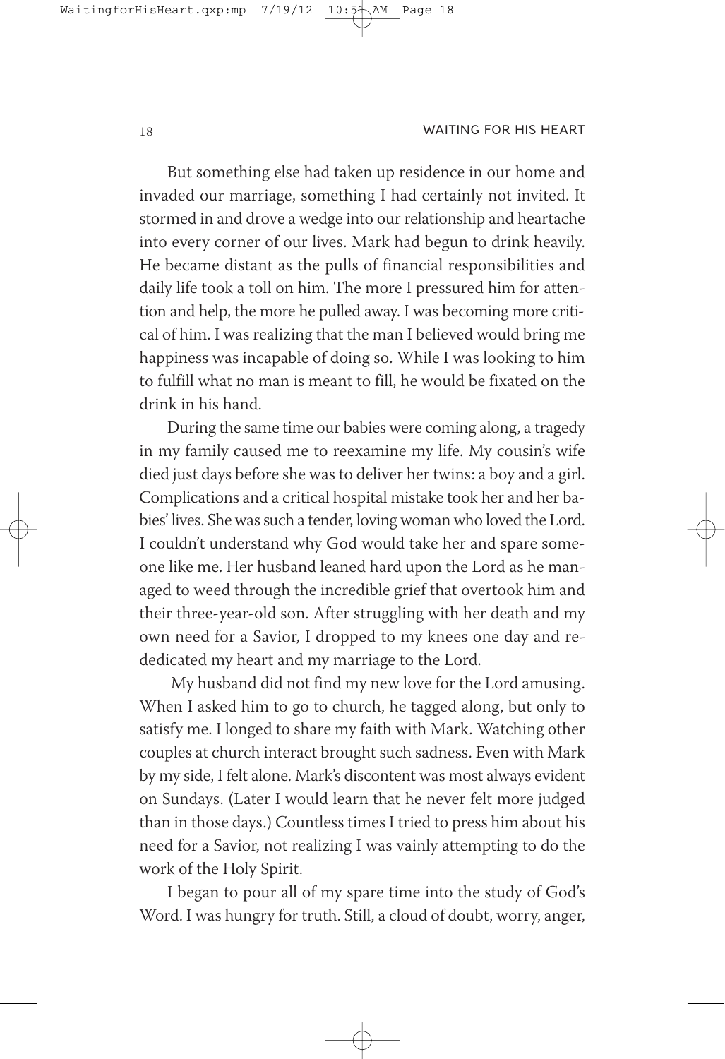But something else had taken up residence in our home and invaded our marriage, something I had certainly not invited. It stormed in and drove a wedge into our relationship and heartache into every corner of our lives. Mark had begun to drink heavily. He became distant as the pulls of financial responsibilities and daily life took a toll on him. The more I pressured him for attention and help, the more he pulled away. I was becoming more critical of him. I was realizing that the man I believed would bring me happiness was incapable of doing so. While I was looking to him to fulfill what no man is meant to fill, he would be fixated on the drink in his hand.

During the same time our babies were coming along, a tragedy in my family caused me to reexamine my life. My cousin's wife died just days before she was to deliver her twins: a boy and a girl. Complications and a critical hospital mistake took her and her babies' lives. She was such a tender, loving woman who loved the Lord. I couldn't understand why God would take her and spare someone like me. Her husband leaned hard upon the Lord as he managed to weed through the incredible grief that overtook him and their three-year-old son. After struggling with her death and my own need for a Savior, I dropped to my knees one day and rededicated my heart and my marriage to the Lord.

My husband did not find my new love for the Lord amusing. When I asked him to go to church, he tagged along, but only to satisfy me. I longed to share my faith with Mark. Watching other couples at church interact brought such sadness. Even with Mark by my side, I felt alone. Mark's discontent was most always evident on Sundays. (Later I would learn that he never felt more judged than in those days.) Countless times I tried to press him about his need for a Savior, not realizing I was vainly attempting to do the work of the Holy Spirit.

I began to pour all of my spare time into the study of God's Word. I was hungry for truth. Still, a cloud of doubt, worry, anger,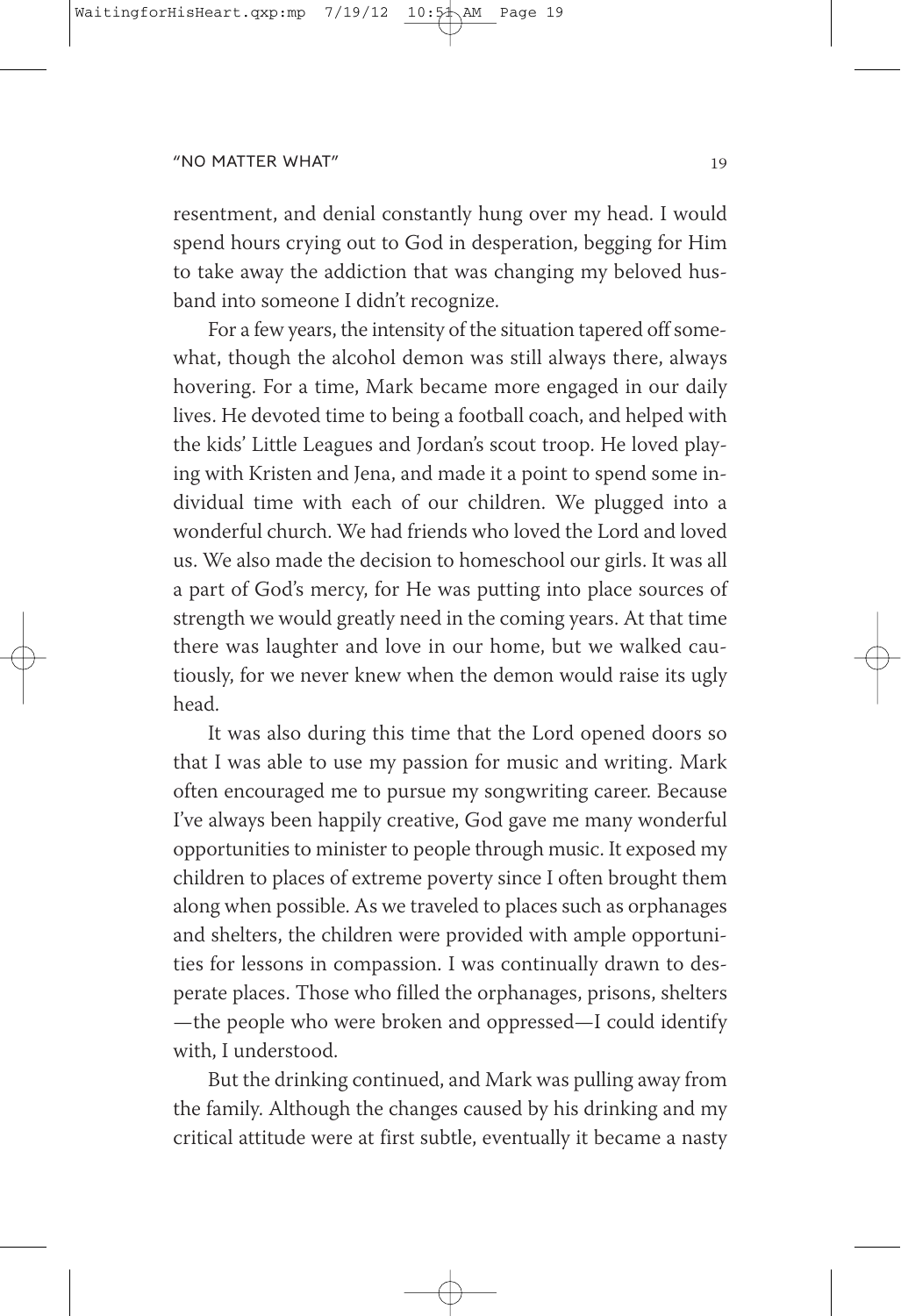resentment, and denial constantly hung over my head. I would spend hours crying out to God in desperation, begging for Him to take away the addiction that was changing my beloved husband into someone I didn't recognize.

For a few years, the intensity of the situation tapered off somewhat, though the alcohol demon was still always there, always hovering. For a time, Mark became more engaged in our daily lives. He devoted time to being a football coach, and helped with the kids' Little Leagues and Jordan's scout troop. He loved playing with Kristen and Jena, and made it a point to spend some individual time with each of our children. We plugged into a wonderful church. We had friends who loved the Lord and loved us. We also made the decision to homeschool our girls. It was all a part of God's mercy, for He was putting into place sources of strength we would greatly need in the coming years. At that time there was laughter and love in our home, but we walked cautiously, for we never knew when the demon would raise its ugly head.

It was also during this time that the Lord opened doors so that I was able to use my passion for music and writing. Mark often encouraged me to pursue my songwriting career. Because I've always been happily creative, God gave me many wonderful opportunities to minister to people through music. It exposed my children to places of extreme poverty since I often brought them along when possible. As we traveled to places such as orphanages and shelters, the children were provided with ample opportunities for lessons in compassion. I was continually drawn to desperate places. Those who filled the orphanages, prisons, shelters —the people who were broken and oppressed—I could identify with, I understood.

But the drinking continued, and Mark was pulling away from the family. Although the changes caused by his drinking and my critical attitude were at first subtle, eventually it became a nasty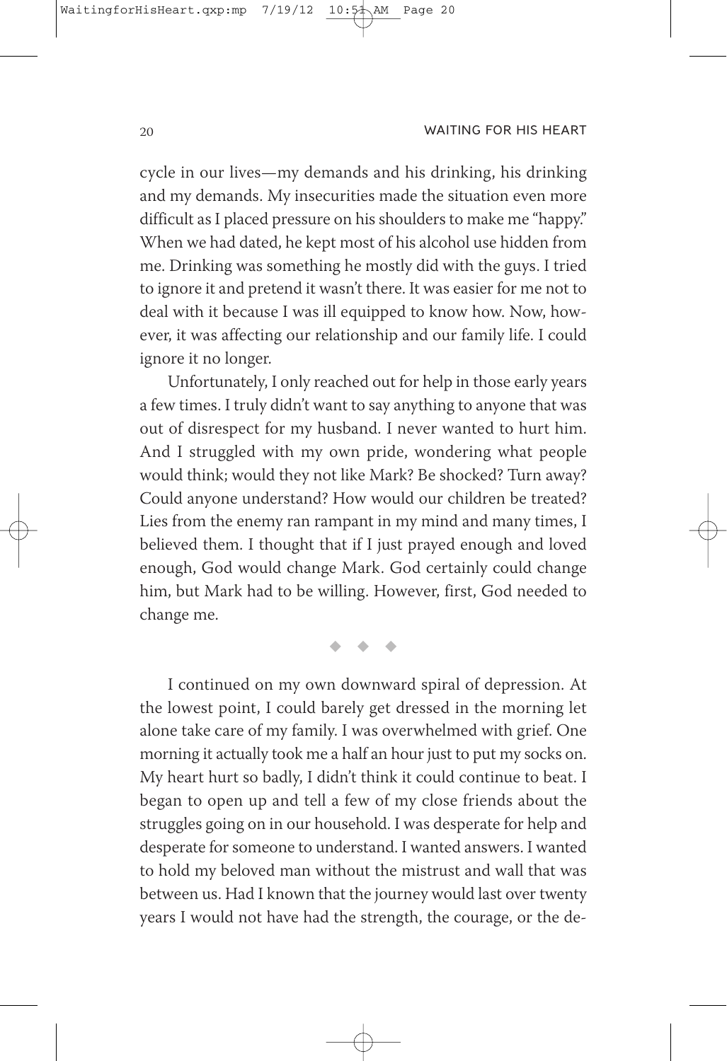cycle in our lives—my demands and his drinking, his drinking and my demands. My insecurities made the situation even more difficult as I placed pressure on his shoulders to make me "happy." When we had dated, he kept most of his alcohol use hidden from me. Drinking was something he mostly did with the guys. I tried to ignore it and pretend it wasn't there. It was easier for me not to deal with it because I was ill equipped to know how. Now, however, it was affecting our relationship and our family life. I could ignore it no longer.

Unfortunately, I only reached out for help in those early years a few times. I truly didn't want to say anything to anyone that was out of disrespect for my husband. I never wanted to hurt him. And I struggled with my own pride, wondering what people would think; would they not like Mark? Be shocked? Turn away? Could anyone understand? How would our children be treated? Lies from the enemy ran rampant in my mind and many times, I believed them. I thought that if I just prayed enough and loved enough, God would change Mark. God certainly could change him, but Mark had to be willing. However, first, God needed to change me.

◆ ◆ ◆

I continued on my own downward spiral of depression. At the lowest point, I could barely get dressed in the morning let alone take care of my family. I was overwhelmed with grief. One morning it actually took me a half an hour just to put my socks on. My heart hurt so badly, I didn't think it could continue to beat. I began to open up and tell a few of my close friends about the struggles going on in our household. I was desperate for help and desperate for someone to understand. I wanted answers. I wanted to hold my beloved man without the mistrust and wall that was between us. Had I known that the journey would last over twenty years I would not have had the strength, the courage, or the de-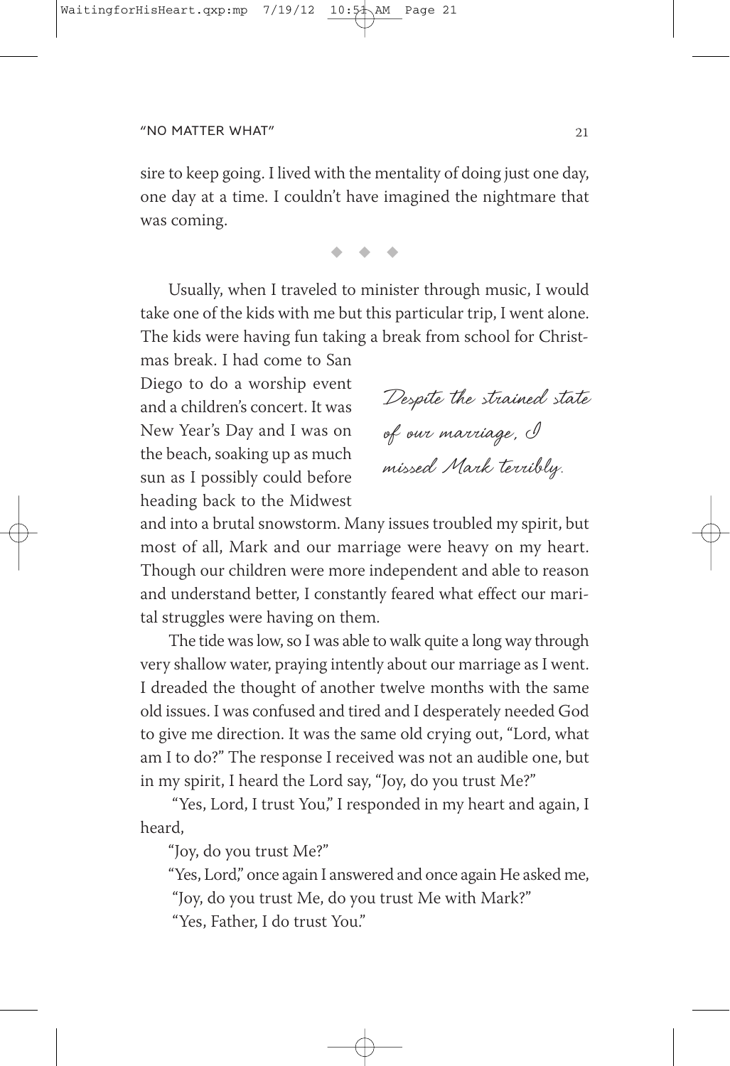sire to keep going. I lived with the mentality of doing just one day, one day at a time. I couldn't have imagined the nightmare that was coming.

◆ ◆ ◆

Usually, when I traveled to minister through music, I would take one of the kids with me but this particular trip, I went alone. The kids were having fun taking a break from school for Christmas break. I had come to San Diego to do a worship event and a children's concert. It was New Year's Day and I was on the beach, soaking up as much sun as I possibly could before heading back to the Midwest and into a brutal snowstorm. Many issues troubled my spirit, but most of all, Mark and our marriage were heavy on my heart. Though our children were more independent and able to reason and understand better, I constantly feared what effect our marital struggles were having on them.

*Despite the strained state of our marriage, I missed Mark terribly.*

The tide was low, so I was able to walk quite a long way through very shallow water, praying intently about our marriage as I went. I dreaded the thought of another twelve months with the same old issues. I was confused and tired and I desperately needed God to give me direction. It was the same old crying out, "Lord, what am I to do?" The response I received was not an audible one, but in my spirit, I heard the Lord say, "Joy, do you trust Me?"

"Yes, Lord, I trust You," I responded in my heart and again, I heard,

"Joy, do you trust Me?"

"Yes, Lord," once again I answered and once again He asked me,

"Joy, do you trust Me, do you trust Me with Mark?"

"Yes, Father, I do trust You."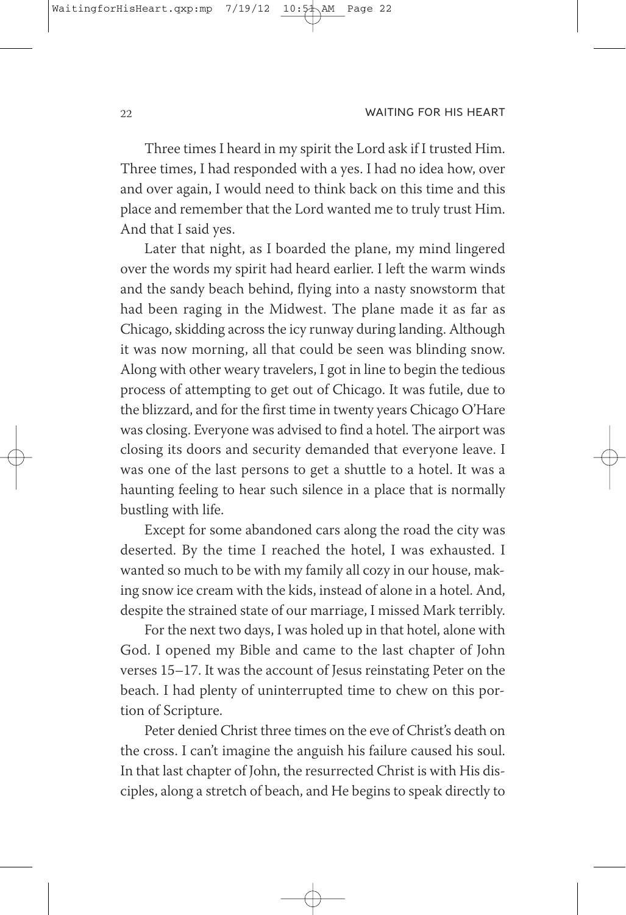Three times I heard in my spirit the Lord ask if I trusted Him. Three times, I had responded with a yes. I had no idea how, over and over again, I would need to think back on this time and this place and remember that the Lord wanted me to truly trust Him. And that I said yes.

Later that night, as I boarded the plane, my mind lingered over the words my spirit had heard earlier. I left the warm winds and the sandy beach behind, flying into a nasty snowstorm that had been raging in the Midwest. The plane made it as far as Chicago, skidding across the icy runway during landing. Although it was now morning, all that could be seen was blinding snow. Along with other weary travelers, I got in line to begin the tedious process of attempting to get out of Chicago. It was futile, due to the blizzard, and for the first time in twenty years Chicago O'Hare was closing. Everyone was advised to find a hotel. The airport was closing its doors and security demanded that everyone leave. I was one of the last persons to get a shuttle to a hotel. It was a haunting feeling to hear such silence in a place that is normally bustling with life.

Except for some abandoned cars along the road the city was deserted. By the time I reached the hotel, I was exhausted. I wanted so much to be with my family all cozy in our house, making snow ice cream with the kids, instead of alone in a hotel. And, despite the strained state of our marriage, I missed Mark terribly.

For the next two days, I was holed up in that hotel, alone with God. I opened my Bible and came to the last chapter of John verses 15–17. It was the account of Jesus reinstating Peter on the beach. I had plenty of uninterrupted time to chew on this portion of Scripture.

Peter denied Christ three times on the eve of Christ's death on the cross. I can't imagine the anguish his failure caused his soul. In that last chapter of John, the resurrected Christ is with His disciples, along a stretch of beach, and He begins to speak directly to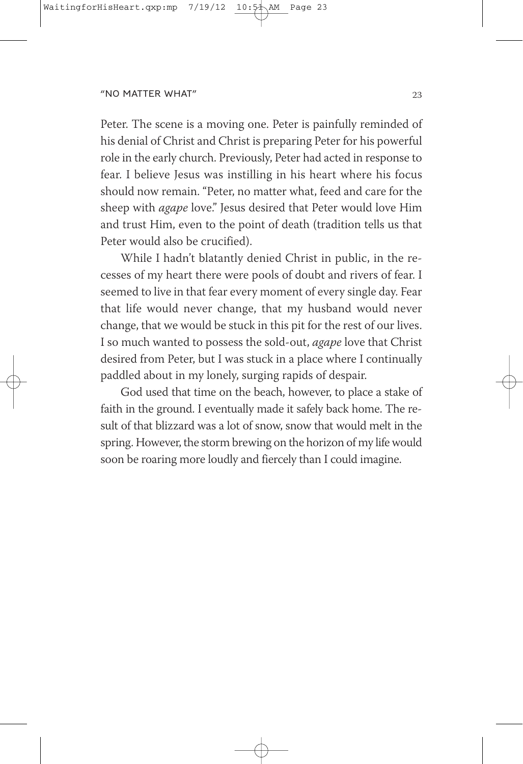Peter. The scene is a moving one. Peter is painfully reminded of his denial of Christ and Christ is preparing Peter for his powerful role in the early church. Previously, Peter had acted in response to fear. I believe Jesus was instilling in his heart where his focus should now remain. "Peter, no matter what, feed and care for the sheep with *agape* love." Jesus desired that Peter would love Him and trust Him, even to the point of death (tradition tells us that Peter would also be crucified).

While I hadn't blatantly denied Christ in public, in the recesses of my heart there were pools of doubt and rivers of fear. I seemed to live in that fear every moment of every single day. Fear that life would never change, that my husband would never change, that we would be stuck in this pit for the rest of our lives. I so much wanted to possess the sold-out, *agape* love that Christ desired from Peter, but I was stuck in a place where I continually paddled about in my lonely, surging rapids of despair.

God used that time on the beach, however, to place a stake of faith in the ground. I eventually made it safely back home. The result of that blizzard was a lot of snow, snow that would melt in the spring. However, the storm brewing on the horizon of my life would soon be roaring more loudly and fiercely than I could imagine.